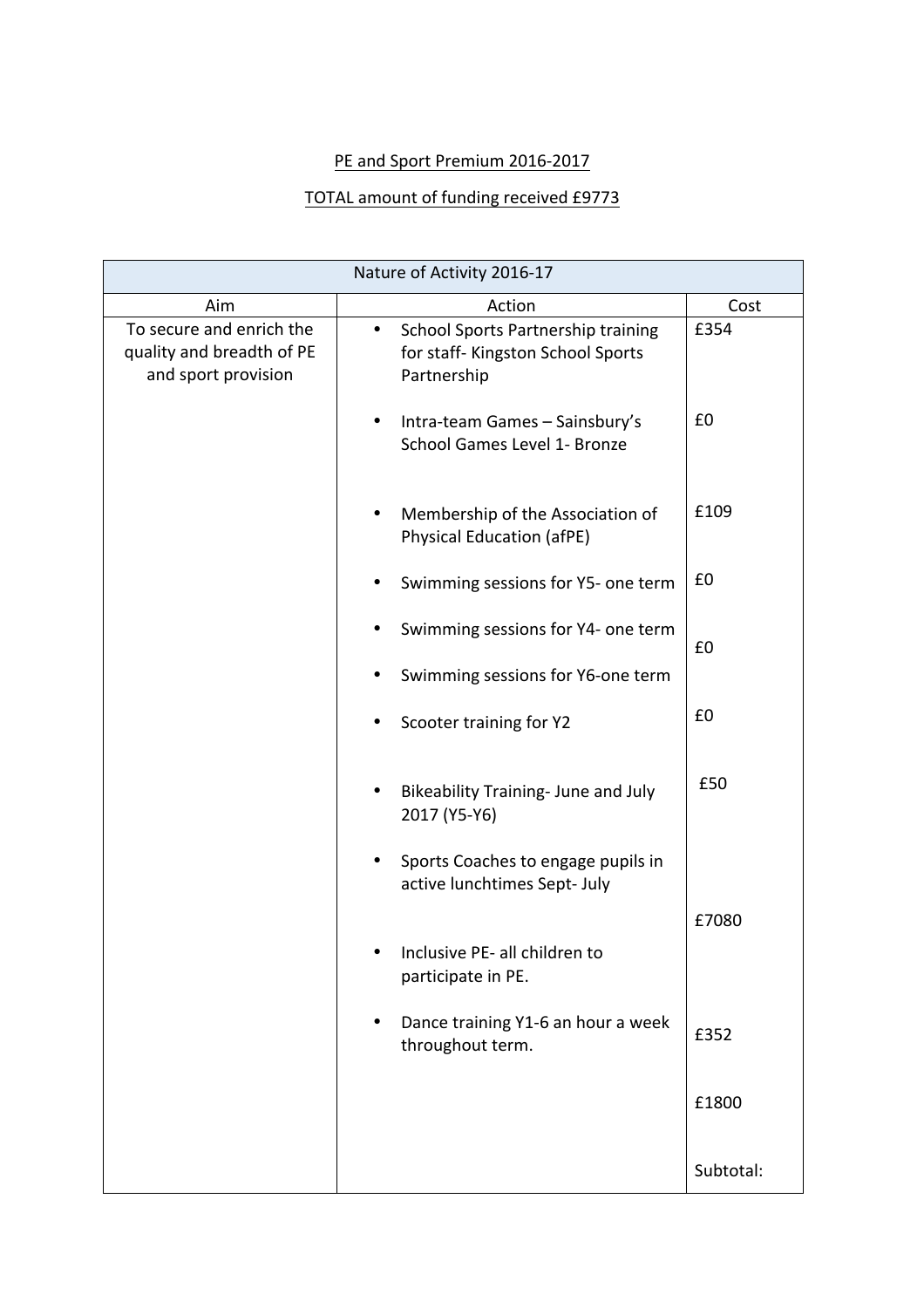PE and Sport Premium 2016-2017

TOTAL amount of funding received £9773

| Nature of Activity 2016-17 | | |
|---|---|---|
| **Aim** | **Action** | **Cost** |
| To secure and enrich the quality and breadth of PE and sport provision | • School Sports Partnership training for staff- Kingston School Sports Partnership | £354 |
| | • Intra-team Games – Sainsbury's School Games Level 1- Bronze | £0 |
| | • Membership of the Association of Physical Education (afPE) | £109 |
| | • Swimming sessions for Y5- one term | £0 |
| | • Swimming sessions for Y4- one term | £0 |
| | • Swimming sessions for Y6-one term | |
| | • Scooter training for Y2 | £0 |
| | • Bikeability Training- June and July 2017 (Y5-Y6) | £50 |
| | • Sports Coaches to engage pupils in active lunchtimes Sept- July | £7080 |
| | • Inclusive PE- all children to participate in PE. | |
| | • Dance training Y1-6 an hour a week throughout term. | £352 |
| | | £1800 |
| | | Subtotal: |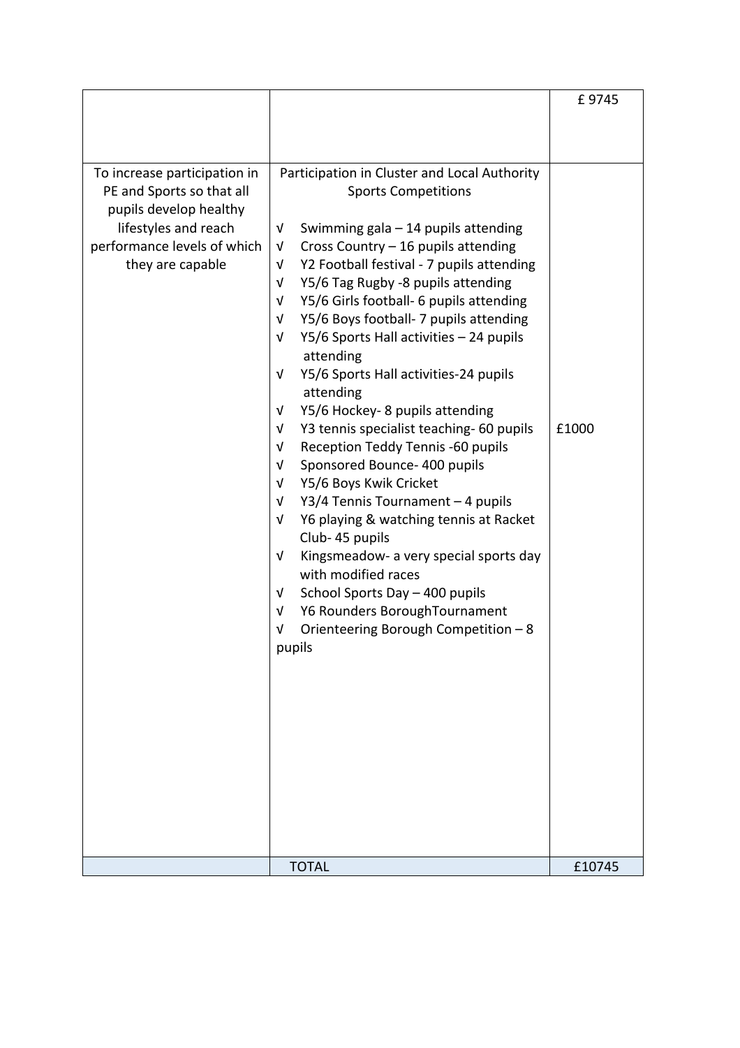| | | |
|---|---|---|
| | | £ 9745 |
| To increase participation in PE and Sports so that all pupils develop healthy lifestyles and reach performance levels of which they are capable | Participation in Cluster and Local Authority Sports Competitions<br><br>√ Swimming gala – 14 pupils attending<br>√ Cross Country – 16 pupils attending<br>√ Y2 Football festival - 7 pupils attending<br>√ Y5/6 Tag Rugby -8 pupils attending<br>√ Y5/6 Girls football- 6 pupils attending<br>√ Y5/6 Boys football- 7 pupils attending<br>√ Y5/6 Sports Hall activities – 24 pupils attending<br>√ Y5/6 Sports Hall activities-24 pupils attending<br>√ Y5/6 Hockey- 8 pupils attending<br>√ Y3 tennis specialist teaching- 60 pupils<br>√ Reception Teddy Tennis -60 pupils<br>√ Sponsored Bounce- 400 pupils<br>√ Y5/6 Boys Kwik Cricket<br>√ Y3/4 Tennis Tournament – 4 pupils<br>√ Y6 playing & watching tennis at Racket Club- 45 pupils<br>√ Kingsmeadow- a very special sports day with modified races<br>√ School Sports Day – 400 pupils<br>√ Y6 Rounders BoroughTournament<br>√ Orienteering Borough Competition – 8 pupils | £1000 |
| | TOTAL | £10745 |